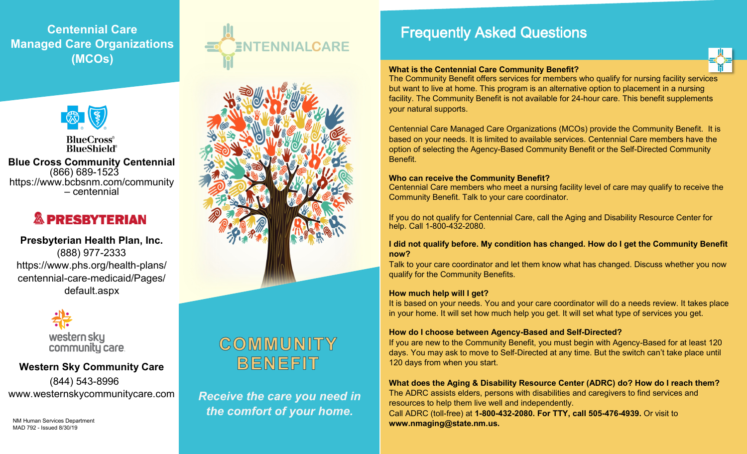## Centennial Care Managed Care Organizations (MCOs)

BlueCross BlueShield

**Blue Cross Community Centennial**
(866) 689-1523
https://www.bcbsnm.com/community – centennial

PRESBYTERIAN

**Presbyterian Health Plan, Inc.**
(888) 977-2333
https://www.phs.org/health-plans/centennial-care-medicaid/Pages/default.aspx

western sky community care

**Western Sky Community Care**
(844) 543-8996
www.westernskycommunitycare.com

NM Human Services Department
MAD 792 - Issued 8/30/19

CENTENNIALCARE

# COMMUNITY BENEFIT

***Receive the care you need in the comfort of your home.***

## Frequently Asked Questions

**What is the Centennial Care Community Benefit?**
The Community Benefit offers services for members who qualify for nursing facility services but want to live at home. This program is an alternative option to placement in a nursing facility. The Community Benefit is not available for 24-hour care. This benefit supplements your natural supports.

Centennial Care Managed Care Organizations (MCOs) provide the Community Benefit. It is based on your needs. It is limited to available services. Centennial Care members have the option of selecting the Agency-Based Community Benefit or the Self-Directed Community Benefit.

**Who can receive the Community Benefit?**
Centennial Care members who meet a nursing facility level of care may qualify to receive the Community Benefit. Talk to your care coordinator.

If you do not qualify for Centennial Care, call the Aging and Disability Resource Center for help. Call 1-800-432-2080.

**I did not qualify before. My condition has changed. How do I get the Community Benefit now?**
Talk to your care coordinator and let them know what has changed. Discuss whether you now qualify for the Community Benefits.

**How much help will I get?**
It is based on your needs. You and your care coordinator will do a needs review. It takes place in your home. It will set how much help you get. It will set what type of services you get.

**How do I choose between Agency-Based and Self-Directed?**
If you are new to the Community Benefit, you must begin with Agency-Based for at least 120 days. You may ask to move to Self-Directed at any time. But the switch can't take place until 120 days from when you start.

**What does the Aging & Disability Resource Center (ADRC) do? How do I reach them?**
The ADRC assists elders, persons with disabilities and caregivers to find services and resources to help them live well and independently.
Call ADRC (toll-free) at **1-800-432-2080. For TTY, call 505-476-4939.** Or visit to **www.nmaging@state.nm.us.**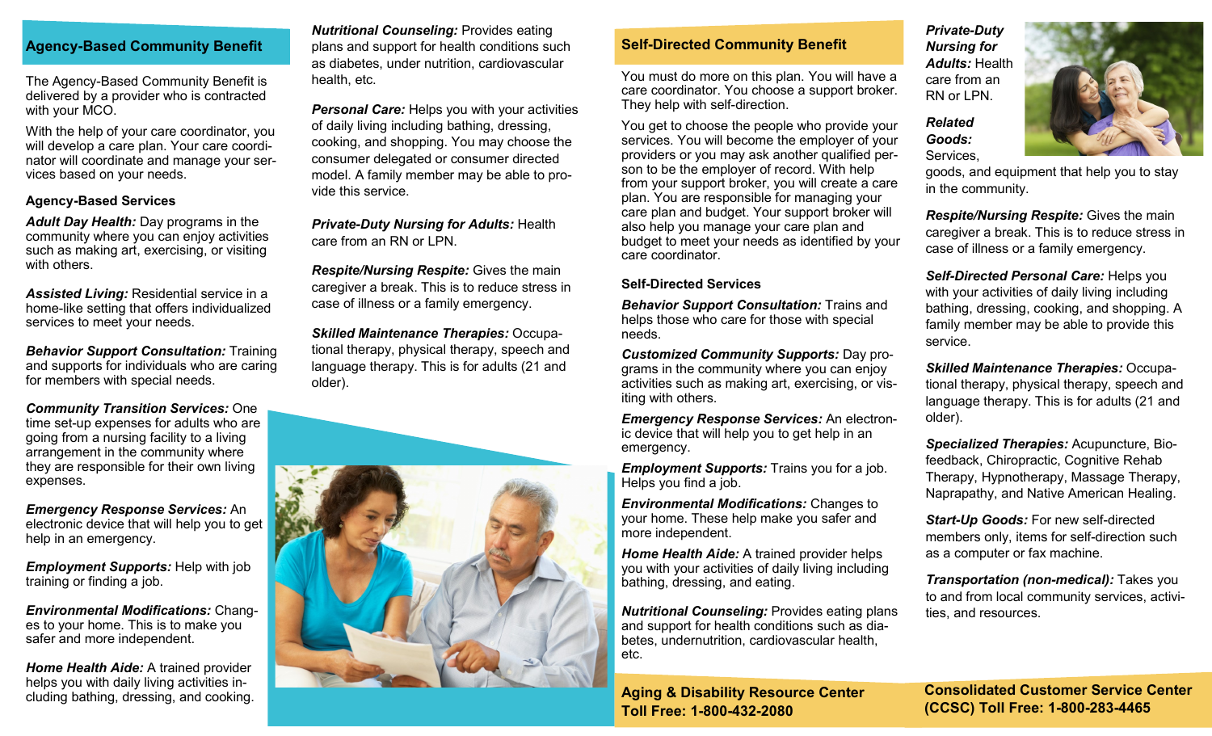## Agency-Based Community Benefit

The Agency-Based Community Benefit is delivered by a provider who is contracted with your MCO.

With the help of your care coordinator, you will develop a care plan. Your care coordinator will coordinate and manage your services based on your needs.

### Agency-Based Services

***Adult Day Health:*** Day programs in the community where you can enjoy activities such as making art, exercising, or visiting with others.

***Assisted Living:*** Residential service in a home-like setting that offers individualized services to meet your needs.

***Behavior Support Consultation:*** Training and supports for individuals who are caring for members with special needs.

***Community Transition Services:*** One time set-up expenses for adults who are going from a nursing facility to a living arrangement in the community where they are responsible for their own living expenses.

***Emergency Response Services:*** An electronic device that will help you to get help in an emergency.

***Employment Supports:*** Help with job training or finding a job.

***Environmental Modifications:*** Changes to your home. This is to make you safer and more independent.

***Home Health Aide:*** A trained provider helps you with daily living activities including bathing, dressing, and cooking.

***Nutritional Counseling:*** Provides eating plans and support for health conditions such as diabetes, under nutrition, cardiovascular health, etc.

***Personal Care:*** Helps you with your activities of daily living including bathing, dressing, cooking, and shopping. You may choose the consumer delegated or consumer directed model. A family member may be able to provide this service.

***Private-Duty Nursing for Adults:*** Health care from an RN or LPN.

***Respite/Nursing Respite:*** Gives the main caregiver a break. This is to reduce stress in case of illness or a family emergency.

***Skilled Maintenance Therapies:*** Occupational therapy, physical therapy, speech and language therapy. This is for adults (21 and older).

## Self-Directed Community Benefit

You must do more on this plan. You will have a care coordinator. You choose a support broker. They help with self-direction.

You get to choose the people who provide your services. You will become the employer of your providers or you may ask another qualified person to be the employer of record. With help from your support broker, you will create a care plan. You are responsible for managing your care plan and budget. Your support broker will also help you manage your care plan and budget to meet your needs as identified by your care coordinator.

### Self-Directed Services

***Behavior Support Consultation:*** Trains and helps those who care for those with special needs.

***Customized Community Supports:*** Day programs in the community where you can enjoy activities such as making art, exercising, or visiting with others.

***Emergency Response Services:*** An electronic device that will help you to get help in an emergency.

***Employment Supports:*** Trains you for a job. Helps you find a job.

***Environmental Modifications:*** Changes to your home. These help make you safer and more independent.

***Home Health Aide:*** A trained provider helps you with your activities of daily living including bathing, dressing, and eating.

***Nutritional Counseling:*** Provides eating plans and support for health conditions such as diabetes, undernutrition, cardiovascular health, etc.

***Private-Duty Nursing for Adults:*** Health care from an RN or LPN.

***Related Goods:*** Services, goods, and equipment that help you to stay in the community.

***Respite/Nursing Respite:*** Gives the main caregiver a break. This is to reduce stress in case of illness or a family emergency.

***Self-Directed Personal Care:*** Helps you with your activities of daily living including bathing, dressing, cooking, and shopping. A family member may be able to provide this service.

***Skilled Maintenance Therapies:*** Occupational therapy, physical therapy, speech and language therapy. This is for adults (21 and older).

***Specialized Therapies:*** Acupuncture, Biofeedback, Chiropractic, Cognitive Rehab Therapy, Hypnotherapy, Massage Therapy, Naprapathy, and Native American Healing.

***Start-Up Goods:*** For new self-directed members only, items for self-direction such as a computer or fax machine.

***Transportation (non-medical):*** Takes you to and from local community services, activities, and resources.

**Aging & Disability Resource Center**
**Toll Free: 1-800-432-2080**

**Consolidated Customer Service Center (CCSC) Toll Free: 1-800-283-4465**